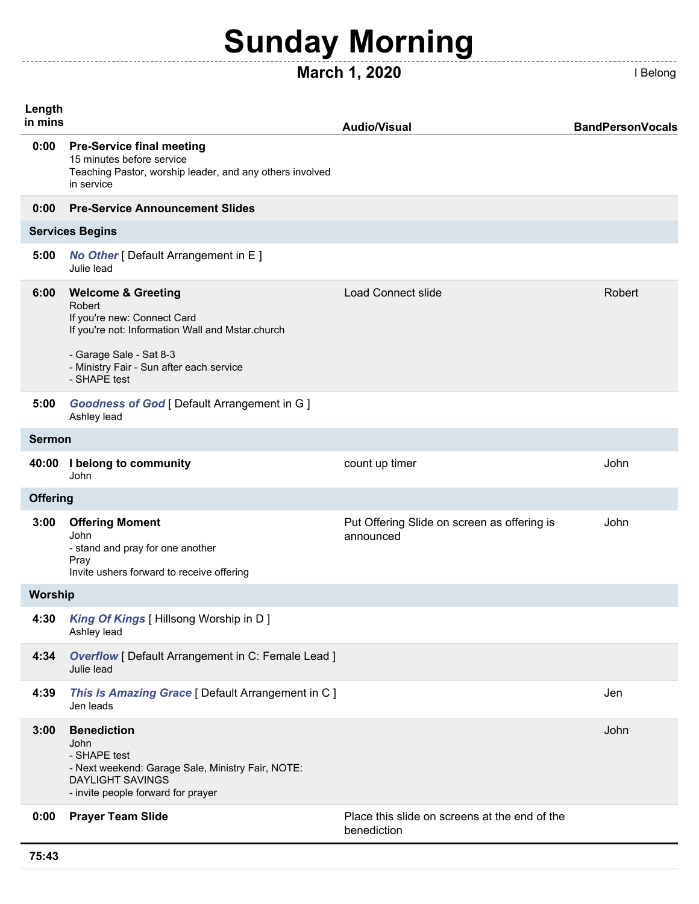# Sunday Morning

## March 1, 2020

I Belong

| Length in mins | | Audio/Visual | BandPersonVocals |
|---|---|---|---|
| 0:00 | **Pre-Service final meeting**<br>15 minutes before service<br>Teaching Pastor, worship leader, and any others involved in service | | |
| 0:00 | **Pre-Service Announcement Slides** | | |
| **Services Begins** | | | |
| 5:00 | ***No Other*** [ Default Arrangement in E ]<br>Julie lead | | |
| 6:00 | **Welcome & Greeting**<br>Robert<br>If you're new: Connect Card<br>If you're not: Information Wall and Mstar.church<br><br>- Garage Sale - Sat 8-3<br>- Ministry Fair - Sun after each service<br>- SHAPE test | Load Connect slide | Robert |
| 5:00 | ***Goodness of God*** [ Default Arrangement in G ]<br>Ashley lead | | |
| **Sermon** | | | |
| 40:00 | **I belong to community**<br>John | count up timer | John |
| **Offering** | | | |
| 3:00 | **Offering Moment**<br>John<br>- stand and pray for one another<br>Pray<br>Invite ushers forward to receive offering | Put Offering Slide on screen as offering is announced | John |
| **Worship** | | | |
| 4:30 | ***King Of Kings*** [ Hillsong Worship in D ]<br>Ashley lead | | |
| 4:34 | ***Overflow*** [ Default Arrangement in C: Female Lead ]<br>Julie lead | | |
| 4:39 | ***This Is Amazing Grace*** [ Default Arrangement in C ]<br>Jen leads | | Jen |
| 3:00 | **Benediction**<br>John<br>- SHAPE test<br>- Next weekend: Garage Sale, Ministry Fair, NOTE: DAYLIGHT SAVINGS<br>- invite people forward for prayer | | John |
| 0:00 | **Prayer Team Slide** | Place this slide on screens at the end of the benediction | |
| **75:43** | | | |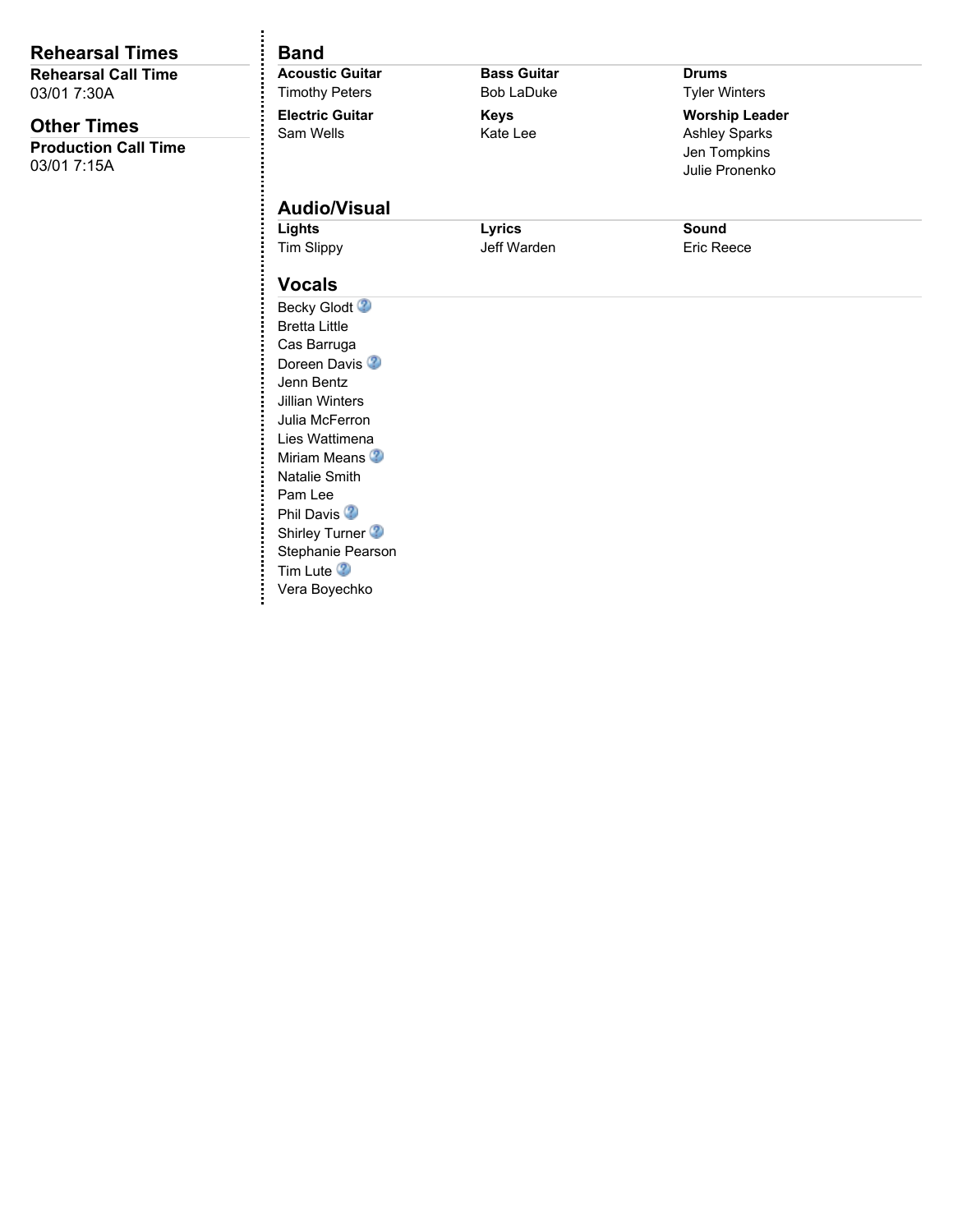## Rehearsal Times

**Rehearsal Call Time**
03/01 7:30A

## Other Times

**Production Call Time**
03/01 7:15A

## Band

**Acoustic Guitar**
Timothy Peters

**Bass Guitar**
Bob LaDuke

**Drums**
Tyler Winters

**Electric Guitar**
Sam Wells

**Keys**
Kate Lee

**Worship Leader**
Ashley Sparks
Jen Tompkins
Julie Pronenko

## Audio/Visual

**Lights**
Tim Slippy

**Lyrics**
Jeff Warden

**Sound**
Eric Reece

## Vocals

Becky Glodt
Bretta Little
Cas Barruga
Doreen Davis
Jenn Bentz
Jillian Winters
Julia McFerron
Lies Wattimena
Miriam Means
Natalie Smith
Pam Lee
Phil Davis
Shirley Turner
Stephanie Pearson
Tim Lute
Vera Boyechko